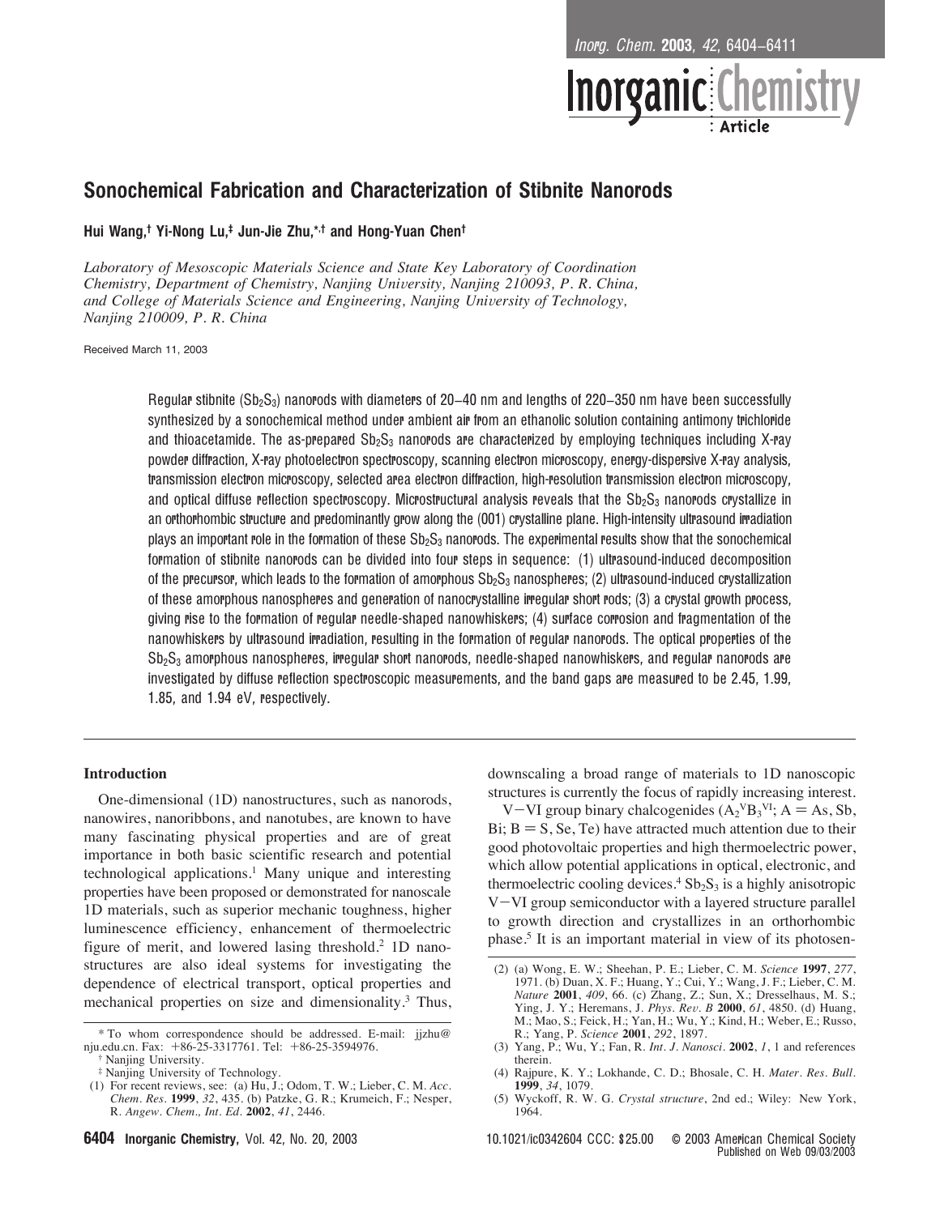# Sonochemical Fabrication and Characterization of Stibnite Nanorods

**Hui Wang,[†] Yi-Nong Lu,[‡] Jun-Jie Zhu,[*,†] and Hong-Yuan Chen[†]**

*Laboratory of Mesoscopic Materials Science and State Key Laboratory of Coordination Chemistry, Department of Chemistry, Nanjing University, Nanjing 210093, P. R. China, and College of Materials Science and Engineering, Nanjing University of Technology, Nanjing 210009, P. R. China*

Received March 11, 2003

Regular stibnite ($Sb_2S_3$) nanorods with diameters of 20–40 nm and lengths of 220–350 nm have been successfully synthesized by a sonochemical method under ambient air from an ethanolic solution containing antimony trichloride and thioacetamide. The as-prepared $Sb_2S_3$ nanorods are characterized by employing techniques including X-ray powder diffraction, X-ray photoelectron spectroscopy, scanning electron microscopy, energy-dispersive X-ray analysis, transmission electron microscopy, selected area electron diffraction, high-resolution transmission electron microscopy, and optical diffuse reflection spectroscopy. Microstructural analysis reveals that the $Sb_2S_3$ nanorods crystallize in an orthorhombic structure and predominantly grow along the (001) crystalline plane. High-intensity ultrasound irradiation plays an important role in the formation of these $Sb_2S_3$ nanorods. The experimental results show that the sonochemical formation of stibnite nanorods can be divided into four steps in sequence: (1) ultrasound-induced decomposition of the precursor, which leads to the formation of amorphous $Sb_2S_3$ nanospheres; (2) ultrasound-induced crystallization of these amorphous nanospheres and generation of nanocrystalline irregular short rods; (3) a crystal growth process, giving rise to the formation of regular needle-shaped nanowhiskers; (4) surface corrosion and fragmentation of the nanowhiskers by ultrasound irradiation, resulting in the formation of regular nanorods. The optical properties of the $Sb_2S_3$ amorphous nanospheres, irregular short nanorods, needle-shaped nanowhiskers, and regular nanorods are investigated by diffuse reflection spectroscopic measurements, and the band gaps are measured to be 2.45, 1.99, 1.85, and 1.94 eV, respectively.

## Introduction

One-dimensional (1D) nanostructures, such as nanorods, nanowires, nanoribbons, and nanotubes, are known to have many fascinating physical properties and are of great importance in both basic scientific research and potential technological applications.[1] Many unique and interesting properties have been proposed or demonstrated for nanoscale 1D materials, such as superior mechanic toughness, higher luminescence efficiency, enhancement of thermoelectric figure of merit, and lowered lasing threshold.[2] 1D nanostructures are also ideal systems for investigating the dependence of electrical transport, optical properties and mechanical properties on size and dimensionality.[3] Thus, downscaling a broad range of materials to 1D nanoscopic structures is currently the focus of rapidly increasing interest.

V–VI group binary chalcogenides ($A_2^{V}B_3^{VI}$; A = As, Sb, Bi; B = S, Se, Te) have attracted much attention due to their good photovoltaic properties and high thermoelectric power, which allow potential applications in optical, electronic, and thermoelectric cooling devices.[4] $Sb_2S_3$ is a highly anisotropic V–VI group semiconductor with a layered structure parallel to growth direction and crystallizes in an orthorhombic phase.[5] It is an important material in view of its photosen-

\* To whom correspondence should be addressed. E-mail: jjzhu@nju.edu.cn. Fax: +86-25-3317761. Tel: +86-25-3594976.

† Nanjing University.

‡ Nanjing University of Technology.

(1) For recent reviews, see: (a) Hu, J.; Odom, T. W.; Lieber, C. M. *Acc. Chem. Res.* **1999**, *32*, 435. (b) Patzke, G. R.; Krumeich, F.; Nesper, R. *Angew. Chem., Int. Ed.* **2002**, *41*, 2446.

(2) (a) Wong, E. W.; Sheehan, P. E.; Lieber, C. M. *Science* **1997**, *277*, 1971. (b) Duan, X. F.; Huang, Y.; Cui, Y.; Wang, J. F.; Lieber, C. M. *Nature* **2001**, *409*, 66. (c) Zhang, Z.; Sun, X.; Dresselhaus, M. S.; Ying, J. Y.; Heremans, J. *Phys. Rev. B* **2000**, *61*, 4850. (d) Huang, M.; Mao, S.; Feick, H.; Yan, H.; Wu, Y.; Kind, H.; Weber, E.; Russo, R.; Yang, P. *Science* **2001**, *292*, 1897.

(3) Yang, P.; Wu, Y.; Fan, R. *Int. J. Nanosci.* **2002**, *1*, 1 and references therein.

(4) Rajpure, K. Y.; Lokhande, C. D.; Bhosale, C. H. *Mater. Res. Bull.* **1999**, *34*, 1079.

(5) Wyckoff, R. W. G. *Crystal structure*, 2nd ed.; Wiley: New York, 1964.

10.1021/ic0342604 CCC: $25.00 © 2003 American Chemical Society
Published on Web 09/03/2003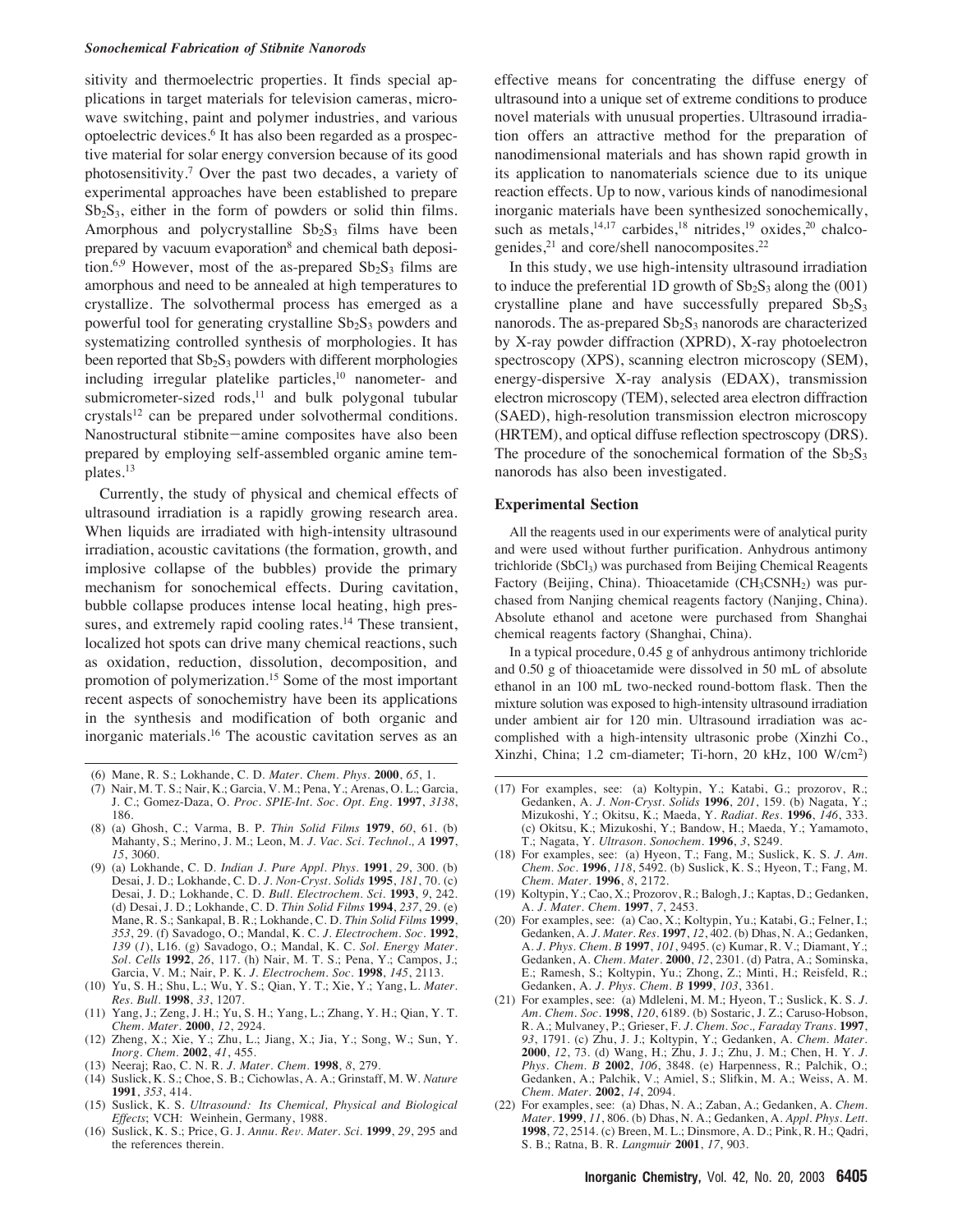sitivity and thermoelectric properties. It finds special applications in target materials for television cameras, microwave switching, paint and polymer industries, and various optoelectric devices.[6] It has also been regarded as a prospective material for solar energy conversion because of its good photosensitivity.[7] Over the past two decades, a variety of experimental approaches have been established to prepare $Sb_2S_3$, either in the form of powders or solid thin films. Amorphous and polycrystalline $Sb_2S_3$ films have been prepared by vacuum evaporation[8] and chemical bath deposition.[6,9] However, most of the as-prepared $Sb_2S_3$ films are amorphous and need to be annealed at high temperatures to crystallize. The solvothermal process has emerged as a powerful tool for generating crystalline $Sb_2S_3$ powders and systematizing controlled synthesis of morphologies. It has been reported that $Sb_2S_3$ powders with different morphologies including irregular platelike particles,[10] nanometer- and submicrometer-sized rods,[11] and bulk polygonal tubular crystals[12] can be prepared under solvothermal conditions. Nanostructural stibnite–amine composites have also been prepared by employing self-assembled organic amine templates.[13]

Currently, the study of physical and chemical effects of ultrasound irradiation is a rapidly growing research area. When liquids are irradiated with high-intensity ultrasound irradiation, acoustic cavitations (the formation, growth, and implosive collapse of the bubbles) provide the primary mechanism for sonochemical effects. During cavitation, bubble collapse produces intense local heating, high pressures, and extremely rapid cooling rates.[14] These transient, localized hot spots can drive many chemical reactions, such as oxidation, reduction, dissolution, decomposition, and promotion of polymerization.[15] Some of the most important recent aspects of sonochemistry have been its applications in the synthesis and modification of both organic and inorganic materials.[16] The acoustic cavitation serves as an effective means for concentrating the diffuse energy of ultrasound into a unique set of extreme conditions to produce novel materials with unusual properties. Ultrasound irradiation offers an attractive method for the preparation of nanodimensional materials and has shown rapid growth in its application to nanomaterials science due to its unique reaction effects. Up to now, various kinds of nanodimesional inorganic materials have been synthesized sonochemically, such as metals,[14,17] carbides,[18] nitrides,[19] oxides,[20] chalcogenides,[21] and core/shell nanocomposites.[22]

In this study, we use high-intensity ultrasound irradiation to induce the preferential 1D growth of $Sb_2S_3$ along the (001) crystalline plane and have successfully prepared $Sb_2S_3$ nanorods. The as-prepared $Sb_2S_3$ nanorods are characterized by X-ray powder diffraction (XPRD), X-ray photoelectron spectroscopy (XPS), scanning electron microscopy (SEM), energy-dispersive X-ray analysis (EDAX), transmission electron microscopy (TEM), selected area electron diffraction (SAED), high-resolution transmission electron microscopy (HRTEM), and optical diffuse reflection spectroscopy (DRS). The procedure of the sonochemical formation of the $Sb_2S_3$ nanorods has also been investigated.

## Experimental Section

All the reagents used in our experiments were of analytical purity and were used without further purification. Anhydrous antimony trichloride ($SbCl_3$) was purchased from Beijing Chemical Reagents Factory (Beijing, China). Thioacetamide ($CH_3CSNH_2$) was purchased from Nanjing chemical reagents factory (Nanjing, China). Absolute ethanol and acetone were purchased from Shanghai chemical reagents factory (Shanghai, China).

In a typical procedure, 0.45 g of anhydrous antimony trichloride and 0.50 g of thioacetamide were dissolved in 50 mL of absolute ethanol in an 100 mL two-necked round-bottom flask. Then the mixture solution was exposed to high-intensity ultrasound irradiation under ambient air for 120 min. Ultrasound irradiation was accomplished with a high-intensity ultrasonic probe (Xinzhi Co., Xinzhi, China; 1.2 cm-diameter; Ti-horn, 20 kHz, 100 W/cm$^2$)

---

(6) Mane, R. S.; Lokhande, C. D. *Mater. Chem. Phys.* **2000**, *65*, 1.

(7) Nair, M. T. S.; Nair, K.; Garcia, V. M.; Pena, Y.; Arenas, O. L.; Garcia, J. C.; Gomez-Daza, O. *Proc. SPIE-Int. Soc. Opt. Eng.* **1997**, *3138*, 186.

(8) (a) Ghosh, C.; Varma, B. P. *Thin Solid Films* **1979**, *60*, 61. (b) Mahanty, S.; Merino, J. M.; Leon, M. *J. Vac. Sci. Technol., A* **1997**, *15*, 3060.

(9) (a) Lokhande, C. D. *Indian J. Pure Appl. Phys.* **1991**, *29*, 300. (b) Desai, J. D.; Lokhande, C. D. *J. Non-Cryst. Solids* **1995**, *181*, 70. (c) Desai, J. D.; Lokhande, C. D. *Bull. Electrochem. Sci.* **1993**, *9*, 242. (d) Desai, J. D.; Lokhande, C. D. *Thin Solid Films* **1994**, *237*, 29. (e) Mane, R. S.; Sankapal, B. R.; Lokhande, C. D. *Thin Solid Films* **1999**, *353*, 29. (f) Savadogo, O.; Mandal, K. C. *J. Electrochem. Soc.* **1992**, *139* (*1*), L16. (g) Savadogo, O.; Mandal, K. C. *Sol. Energy Mater. Sol. Cells* **1992**, *26*, 117. (h) Nair, M. T. S.; Pena, Y.; Campos, J.; Garcia, V. M.; Nair, P. K. *J. Electrochem. Soc.* **1998**, *145*, 2113.

(10) Yu, S. H.; Shu, L.; Wu, Y. S.; Qian, Y. T.; Xie, Y.; Yang, L. *Mater. Res. Bull.* **1998**, *33*, 1207.

(11) Yang, J.; Zeng, J. H.; Yu, S. H.; Yang, L.; Zhang, Y. H.; Qian, Y. T. *Chem. Mater.* **2000**, *12*, 2924.

(12) Zheng, X.; Xie, Y.; Zhu, L.; Jiang, X.; Jia, Y.; Song, W.; Sun, Y. *Inorg. Chem.* **2002**, *41*, 455.

(13) Neeraj; Rao, C. N. R. *J. Mater. Chem.* **1998**, *8*, 279.

(14) Suslick, K. S.; Choe, S. B.; Cichowlas, A. A.; Grinstaff, M. W. *Nature* **1991**, *353*, 414.

(15) Suslick, K. S. *Ultrasound: Its Chemical, Physical and Biological Effects*; VCH: Weinhein, Germany, 1988.

(16) Suslick, K. S.; Price, G. J. *Annu. Rev. Mater. Sci.* **1999**, *29*, 295 and the references therein.

(17) For examples, see: (a) Koltypin, Y.; Katabi, G.; prozorov, R.; Gedanken, A. *J. Non-Cryst. Solids* **1996**, *201*, 159. (b) Nagata, Y.; Mizukoshi, Y.; Okitsu, K.; Maeda, Y. *Radiat. Res.* **1996**, *146*, 333. (c) Okitsu, K.; Mizukoshi, Y.; Bandow, H.; Maeda, Y.; Yamamoto, T.; Nagata, Y. *Ultrason. Sonochem.* **1996**, *3*, S249.

(18) For examples, see: (a) Hyeon, T.; Fang, M.; Suslick, K. S. *J. Am. Chem. Soc.* **1996**, *118*, 5492. (b) Suslick, K. S.; Hyeon, T.; Fang, M. *Chem. Mater.* **1996**, *8*, 2172.

(19) Koltypin, Y.; Cao, X.; Prozorov, R.; Balogh, J.; Kaptas, D.; Gedanken, A. *J. Mater. Chem.* **1997**, *7*, 2453.

(20) For examples, see: (a) Cao, X.; Koltypin, Yu.; Katabi, G.; Felner, I.; Gedanken, A. *J. Mater. Res.* **1997**, *12*, 402. (b) Dhas, N. A.; Gedanken, A. *J. Phys. Chem. B* **1997**, *101*, 9495. (c) Kumar, R. V.; Diamant, Y.; Gedanken, A. *Chem. Mater.* **2000**, *12*, 2301. (d) Patra, A.; Sominska, E.; Ramesh, S.; Koltypin, Yu.; Zhong, Z.; Minti, H.; Reisfeld, R.; Gedanken, A. *J. Phys. Chem. B* **1999**, *103*, 3361.

(21) For examples, see: (a) Mdleleni, M. M.; Hyeon, T.; Suslick, K. S. *J. Am. Chem. Soc.* **1998**, *120*, 6189. (b) Sostaric, J. Z.; Caruso-Hobson, R. A.; Mulvaney, P.; Grieser, F. *J. Chem. Soc., Faraday Trans.* **1997**, *93*, 1791. (c) Zhu, J. J.; Koltypin, Y.; Gedanken, A. *Chem. Mater.* **2000**, *12*, 73. (d) Wang, H.; Zhu, J. J.; Zhu, J. M.; Chen, H. Y. *J. Phys. Chem. B* **2002**, *106*, 3848. (e) Harpenness, R.; Palchik, O.; Gedanken, A.; Palchik, V.; Amiel, S.; Slifkin, M. A.; Weiss, A. M. *Chem. Mater.* **2002**, *14*, 2094.

(22) For examples, see: (a) Dhas, N. A.; Zaban, A.; Gedanken, A. *Chem. Mater.* **1999**, *11*, 806. (b) Dhas, N. A.; Gedanken, A. *Appl. Phys. Lett.* **1998**, *72*, 2514. (c) Breen, M. L.; Dinsmore, A. D.; Pink, R. H.; Qadri, S. B.; Ratna, B. R. *Langmuir* **2001**, *17*, 903.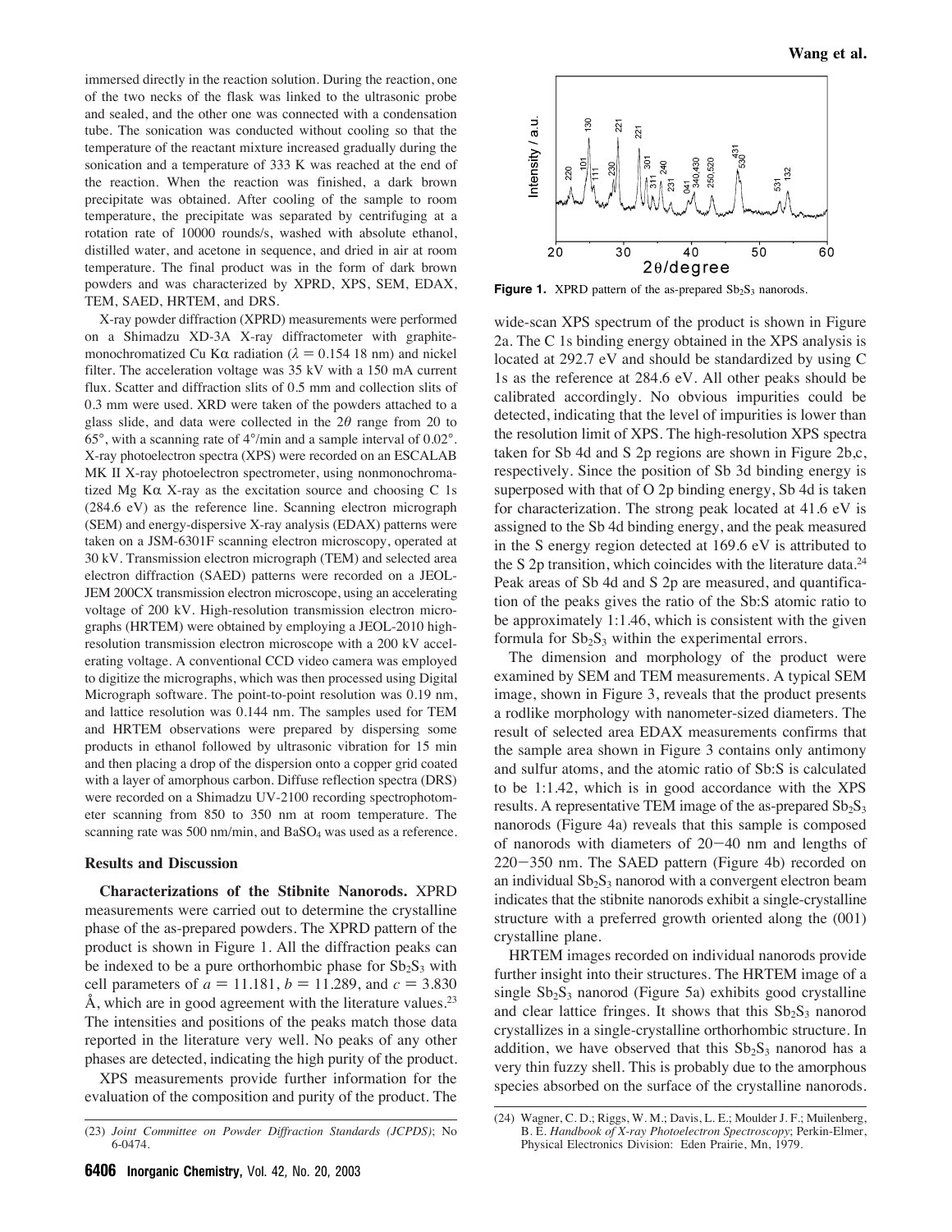immersed directly in the reaction solution. During the reaction, one of the two necks of the flask was linked to the ultrasonic probe and sealed, and the other one was connected with a condensation tube. The sonication was conducted without cooling so that the temperature of the reactant mixture increased gradually during the sonication and a temperature of 333 K was reached at the end of the reaction. When the reaction was finished, a dark brown precipitate was obtained. After cooling of the sample to room temperature, the precipitate was separated by centrifuging at a rotation rate of 10000 rounds/s, washed with absolute ethanol, distilled water, and acetone in sequence, and dried in air at room temperature. The final product was in the form of dark brown powders and was characterized by XPRD, XPS, SEM, EDAX, TEM, SAED, HRTEM, and DRS.

X-ray powder diffraction (XPRD) measurements were performed on a Shimadzu XD-3A X-ray diffractometer with graphite-monochromatized Cu Kα radiation ($\lambda$ = 0.154 18 nm) and nickel filter. The acceleration voltage was 35 kV with a 150 mA current flux. Scatter and diffraction slits of 0.5 mm and collection slits of 0.3 mm were used. XRD were taken of the powders attached to a glass slide, and data were collected in the 2$\theta$ range from 20 to 65°, with a scanning rate of 4°/min and a sample interval of 0.02°. X-ray photoelectron spectra (XPS) were recorded on an ESCALAB MK II X-ray photoelectron spectrometer, using nonmonochromatized Mg Kα X-ray as the excitation source and choosing C 1s (284.6 eV) as the reference line. Scanning electron micrograph (SEM) and energy-dispersive X-ray analysis (EDAX) patterns were taken on a JSM-6301F scanning electron microscopy, operated at 30 kV. Transmission electron micrograph (TEM) and selected area electron diffraction (SAED) patterns were recorded on a JEOL-JEM 200CX transmission electron microscope, using an accelerating voltage of 200 kV. High-resolution transmission electron micrographs (HRTEM) were obtained by employing a JEOL-2010 high-resolution transmission electron microscope with a 200 kV accelerating voltage. A conventional CCD video camera was employed to digitize the micrographs, which was then processed using Digital Micrograph software. The point-to-point resolution was 0.19 nm, and lattice resolution was 0.144 nm. The samples used for TEM and HRTEM observations were prepared by dispersing some products in ethanol followed by ultrasonic vibration for 15 min and then placing a drop of the dispersion onto a copper grid coated with a layer of amorphous carbon. Diffuse reflection spectra (DRS) were recorded on a Shimadzu UV-2100 recording spectrophotometer scanning from 850 to 350 nm at room temperature. The scanning rate was 500 nm/min, and $BaSO_4$ was used as a reference.

## Results and Discussion

**Characterizations of the Stibnite Nanorods.** XPRD measurements were carried out to determine the crystalline phase of the as-prepared powders. The XPRD pattern of the product is shown in Figure 1. All the diffraction peaks can be indexed to be a pure orthorhombic phase for $Sb_2S_3$ with cell parameters of $a$ = 11.181, $b$ = 11.289, and $c$ = 3.830 Å, which are in good agreement with the literature values.[23] The intensities and positions of the peaks match those data reported in the literature very well. No peaks of any other phases are detected, indicating the high purity of the product.

XPS measurements provide further information for the evaluation of the composition and purity of the product. The wide-scan XPS spectrum of the product is shown in Figure 2a. The C 1s binding energy obtained in the XPS analysis is located at 292.7 eV and should be standardized by using C 1s as the reference at 284.6 eV. All other peaks should be calibrated accordingly. No obvious impurities could be detected, indicating that the level of impurities is lower than the resolution limit of XPS. The high-resolution XPS spectra taken for Sb 4d and S 2p regions are shown in Figure 2b,c, respectively. Since the position of Sb 3d binding energy is superposed with that of O 2p binding energy, Sb 4d is taken for characterization. The strong peak located at 41.6 eV is assigned to the Sb 4d binding energy, and the peak measured in the S energy region detected at 169.6 eV is attributed to the S 2p transition, which coincides with the literature data.[24] Peak areas of Sb 4d and S 2p are measured, and quantification of the peaks gives the ratio of the Sb:S atomic ratio to be approximately 1:1.46, which is consistent with the given formula for $Sb_2S_3$ within the experimental errors.

**Figure 1.** XPRD pattern of the as-prepared $Sb_2S_3$ nanorods.

The dimension and morphology of the product were examined by SEM and TEM measurements. A typical SEM image, shown in Figure 3, reveals that the product presents a rodlike morphology with nanometer-sized diameters. The result of selected area EDAX measurements confirms that the sample area shown in Figure 3 contains only antimony and sulfur atoms, and the atomic ratio of Sb:S is calculated to be 1:1.42, which is in good accordance with the XPS results. A representative TEM image of the as-prepared $Sb_2S_3$ nanorods (Figure 4a) reveals that this sample is composed of nanorods with diameters of 20−40 nm and lengths of 220−350 nm. The SAED pattern (Figure 4b) recorded on an individual $Sb_2S_3$ nanorod with a convergent electron beam indicates that the stibnite nanorods exhibit a single-crystalline structure with a preferred growth oriented along the (001) crystalline plane.

HRTEM images recorded on individual nanorods provide further insight into their structures. The HRTEM image of a single $Sb_2S_3$ nanorod (Figure 5a) exhibits good crystalline and clear lattice fringes. It shows that this $Sb_2S_3$ nanorod crystallizes in a single-crystalline orthorhombic structure. In addition, we have observed that this $Sb_2S_3$ nanorod has a very thin fuzzy shell. This is probably due to the amorphous species absorbed on the surface of the crystalline nanorods.

(23) *Joint Committee on Powder Diffraction Standards (JCPDS)*; No 6-0474.

(24) Wagner, C. D.; Riggs, W. M.; Davis, L. E.; Moulder J. F.; Muilenberg, B. E. *Handbook of X-ray Photoelectron Spectroscopy*; Perkin-Elmer, Physical Electronics Division: Eden Prairie, Mn, 1979.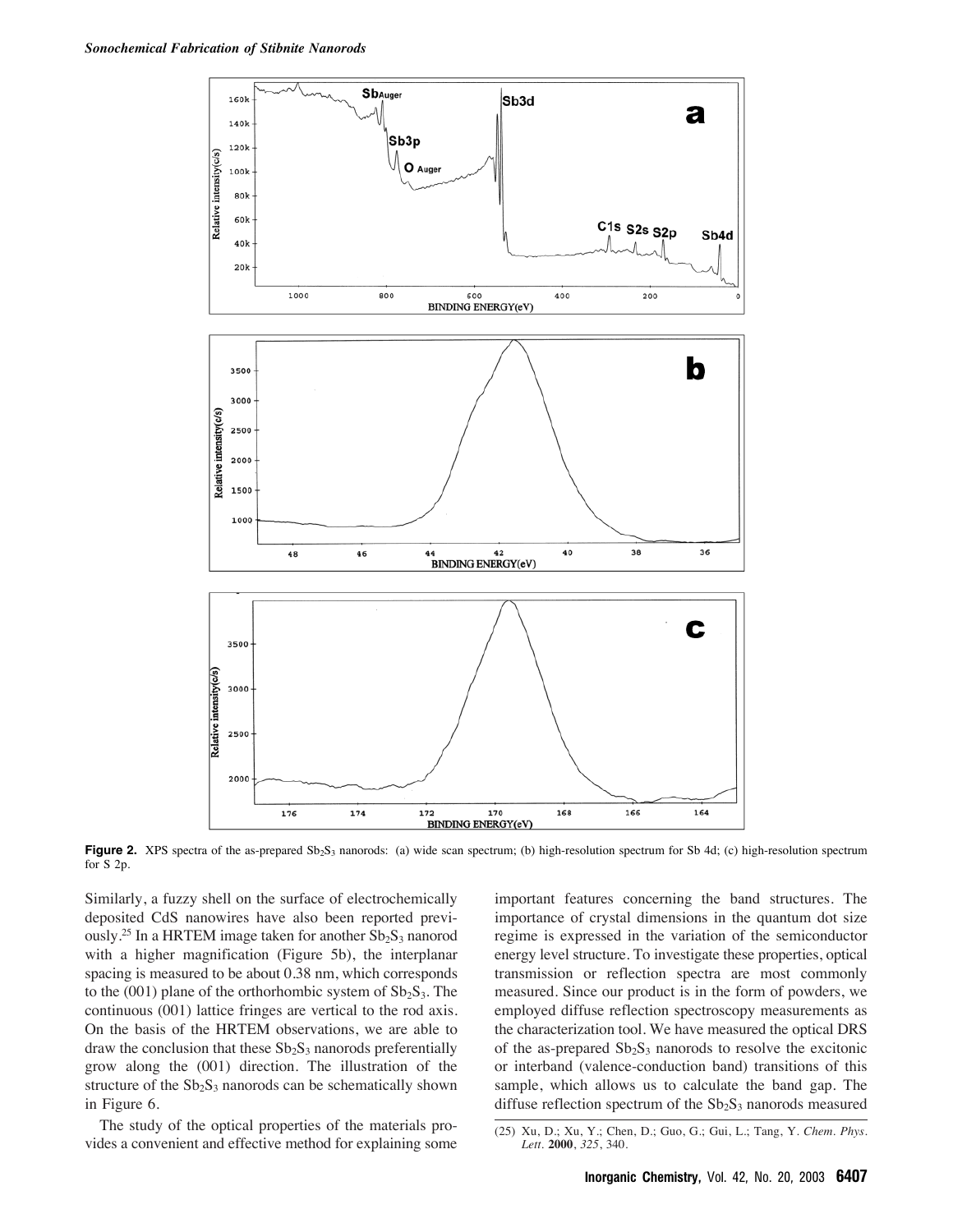**Figure 2.** XPS spectra of the as-prepared $Sb_2S_3$ nanorods: (a) wide scan spectrum; (b) high-resolution spectrum for Sb 4d; (c) high-resolution spectrum for S 2p.

Similarly, a fuzzy shell on the surface of electrochemically deposited CdS nanowires have also been reported previously.[25] In a HRTEM image taken for another $Sb_2S_3$ nanorod with a higher magnification (Figure 5b), the interplanar spacing is measured to be about 0.38 nm, which corresponds to the (001) plane of the orthorhombic system of $Sb_2S_3$. The continuous (001) lattice fringes are vertical to the rod axis. On the basis of the HRTEM observations, we are able to draw the conclusion that these $Sb_2S_3$ nanorods preferentially grow along the (001) direction. The illustration of the structure of the $Sb_2S_3$ nanorods can be schematically shown in Figure 6.

The study of the optical properties of the materials provides a convenient and effective method for explaining some important features concerning the band structures. The importance of crystal dimensions in the quantum dot size regime is expressed in the variation of the semiconductor energy level structure. To investigate these properties, optical transmission or reflection spectra are most commonly measured. Since our product is in the form of powders, we employed diffuse reflection spectroscopy measurements as the characterization tool. We have measured the optical DRS of the as-prepared $Sb_2S_3$ nanorods to resolve the excitonic or interband (valence-conduction band) transitions of this sample, which allows us to calculate the band gap. The diffuse reflection spectrum of the $Sb_2S_3$ nanorods measured

(25) Xu, D.; Xu, Y.; Chen, D.; Guo, G.; Gui, L.; Tang, Y. *Chem. Phys. Lett.* **2000**, *325*, 340.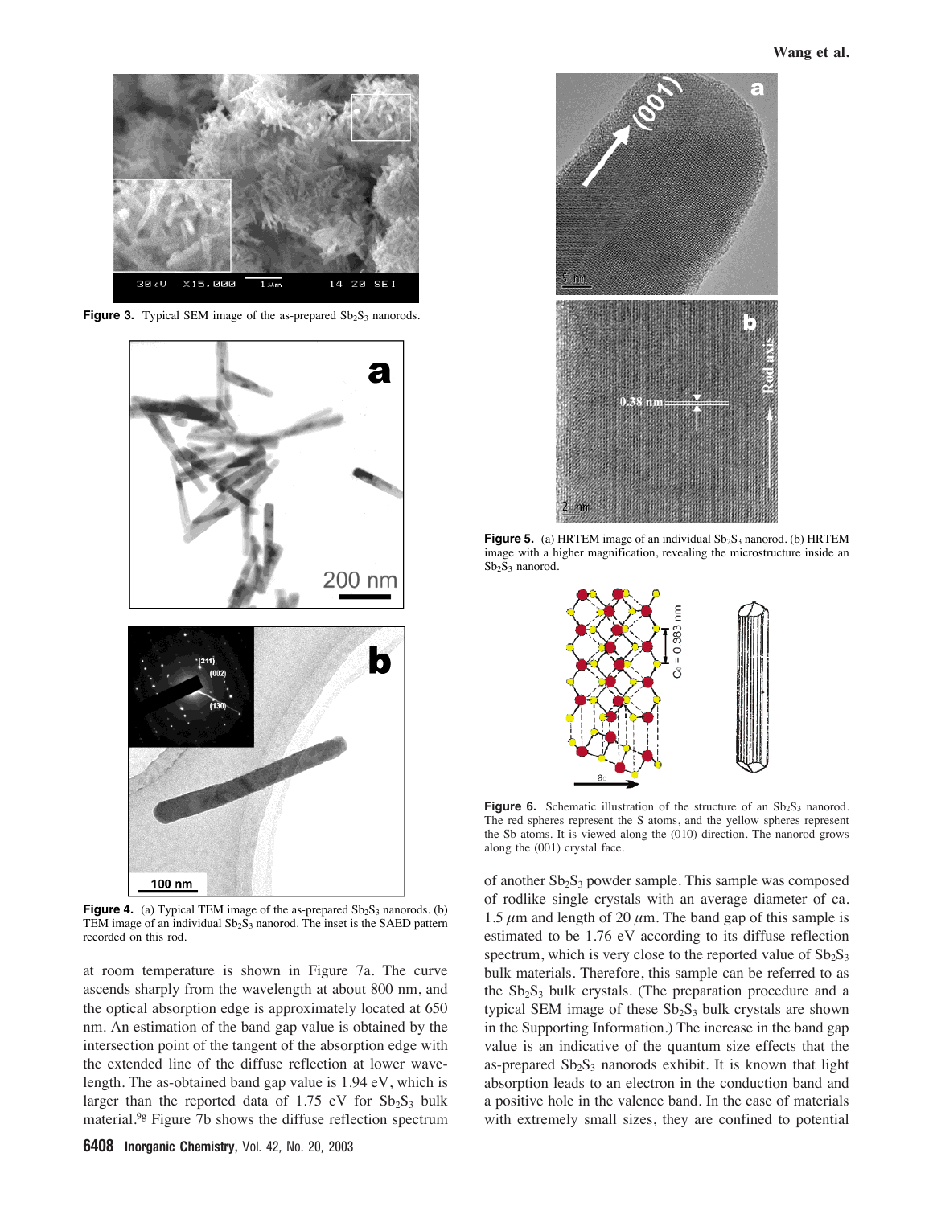**Figure 3.** Typical SEM image of the as-prepared $Sb_2S_3$ nanorods.

**Figure 4.** (a) Typical TEM image of the as-prepared $Sb_2S_3$ nanorods. (b) TEM image of an individual $Sb_2S_3$ nanorod. The inset is the SAED pattern recorded on this rod.

at room temperature is shown in Figure 7a. The curve ascends sharply from the wavelength at about 800 nm, and the optical absorption edge is approximately located at 650 nm. An estimation of the band gap value is obtained by the intersection point of the tangent of the absorption edge with the extended line of the diffuse reflection at lower wavelength. The as-obtained band gap value is 1.94 eV, which is larger than the reported data of 1.75 eV for $Sb_2S_3$ bulk material.[9g] Figure 7b shows the diffuse reflection spectrum of another $Sb_2S_3$ powder sample. This sample was composed of rodlike single crystals with an average diameter of ca. 1.5 $\mu$m and length of 20 $\mu$m. The band gap of this sample is estimated to be 1.76 eV according to its diffuse reflection spectrum, which is very close to the reported value of $Sb_2S_3$ bulk materials. Therefore, this sample can be referred to as the $Sb_2S_3$ bulk crystals. (The preparation procedure and a typical SEM image of these $Sb_2S_3$ bulk crystals are shown in the Supporting Information.) The increase in the band gap value is an indicative of the quantum size effects that the as-prepared $Sb_2S_3$ nanorods exhibit. It is known that light absorption leads to an electron in the conduction band and a positive hole in the valence band. In the case of materials with extremely small sizes, they are confined to potential

**Figure 5.** (a) HRTEM image of an individual $Sb_2S_3$ nanorod. (b) HRTEM image with a higher magnification, revealing the microstructure inside an $Sb_2S_3$ nanorod.

**Figure 6.** Schematic illustration of the structure of an $Sb_2S_3$ nanorod. The red spheres represent the S atoms, and the yellow spheres represent the Sb atoms. It is viewed along the (010) direction. The nanorod grows along the (001) crystal face.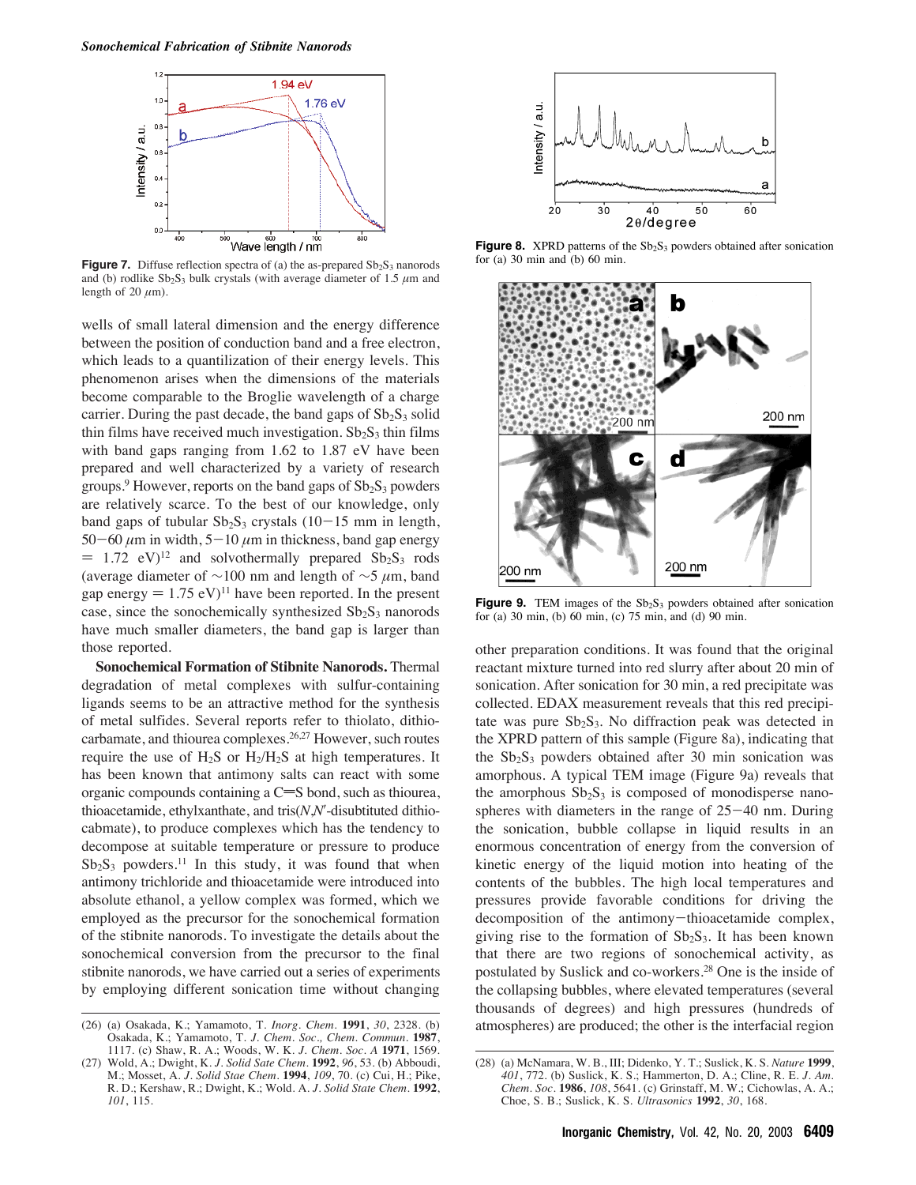**Figure 7.** Diffuse reflection spectra of (a) the as-prepared $Sb_2S_3$ nanorods and (b) rodlike $Sb_2S_3$ bulk crystals (with average diameter of 1.5 $\mu$m and length of 20 $\mu$m).

wells of small lateral dimension and the energy difference between the position of conduction band and a free electron, which leads to a quantization of their energy levels. This phenomenon arises when the dimensions of the materials become comparable to the Broglie wavelength of a charge carrier. During the past decade, the band gaps of $Sb_2S_3$ solid thin films have received much investigation. $Sb_2S_3$ thin films with band gaps ranging from 1.62 to 1.87 eV have been prepared and well characterized by a variety of research groups.[9] However, reports on the band gaps of $Sb_2S_3$ powders are relatively scarce. To the best of our knowledge, only band gaps of tubular $Sb_2S_3$ crystals (10−15 mm in length, 50−60 $\mu$m in width, 5−10 $\mu$m in thickness, band gap energy = 1.72 eV)[12] and solvothermally prepared $Sb_2S_3$ rods (average diameter of ~100 nm and length of ~5 $\mu$m, band gap energy = 1.75 eV)[11] have been reported. In the present case, since the sonochemically synthesized $Sb_2S_3$ nanorods have much smaller diameters, the band gap is larger than those reported.

**Sonochemical Formation of Stibnite Nanorods.** Thermal degradation of metal complexes with sulfur-containing ligands seems to be an attractive method for the synthesis of metal sulfides. Several reports refer to thiolato, dithiocarbamate, and thiourea complexes.[26,27] However, such routes require the use of $H_2S$ or $H_2/H_2S$ at high temperatures. It has been known that antimony salts can react with some organic compounds containing a C=S bond, such as thiourea, thioacetamide, ethylxanthate, and tris(*N*,*N*′-disubtituted dithiocabmate), to produce complexes which has the tendency to decompose at suitable temperature or pressure to produce $Sb_2S_3$ powders.[11] In this study, it was found that when antimony trichloride and thioacetamide were introduced into absolute ethanol, a yellow complex was formed, which we employed as the precursor for the sonochemical formation of the stibnite nanorods. To investigate the details about the sonochemical conversion from the precursor to the final stibnite nanorods, we have carried out a series of experiments by employing different sonication time without changing other preparation conditions. It was found that the original reactant mixture turned into red slurry after about 20 min of sonication. After sonication for 30 min, a red precipitate was collected. EDAX measurement reveals that this red precipitate was pure $Sb_2S_3$. No diffraction peak was detected in the XPRD pattern of this sample (Figure 8a), indicating that the $Sb_2S_3$ powders obtained after 30 min sonication was amorphous. A typical TEM image (Figure 9a) reveals that the amorphous $Sb_2S_3$ is composed of monodisperse nanospheres with diameters in the range of 25−40 nm. During the sonication, bubble collapse in liquid results in an enormous concentration of energy from the conversion of kinetic energy of the liquid motion into heating of the contents of the bubbles. The high local temperatures and pressures provide favorable conditions for driving the decomposition of the antimony−thioacetamide complex, giving rise to the formation of $Sb_2S_3$. It has been known that there are two regions of sonochemical activity, as postulated by Suslick and co-workers.[28] One is the inside of the collapsing bubbles, where elevated temperatures (several thousands of degrees) and high pressures (hundreds of atmospheres) are produced; the other is the interfacial region

**Figure 8.** XPRD patterns of the $Sb_2S_3$ powders obtained after sonication for (a) 30 min and (b) 60 min.

**Figure 9.** TEM images of the $Sb_2S_3$ powders obtained after sonication for (a) 30 min, (b) 60 min, (c) 75 min, and (d) 90 min.

(26) (a) Osakada, K.; Yamamoto, T. *Inorg. Chem.* **1991**, *30*, 2328. (b) Osakada, K.; Yamamoto, T. *J. Chem. Soc., Chem. Commun.* **1987**, 1117. (c) Shaw, R. A.; Woods, W. K. *J. Chem. Soc. A* **1971**, 1569.

(27) Wold, A.; Dwight, K. *J. Solid Sate Chem.* **1992**, *96*, 53. (b) Abboudi, M.; Mosset, A. *J. Solid Stae Chem.* **1994**, *109*, 70. (c) Cui, H.; Pike, R. D.; Kershaw, R.; Dwight, K.; Wold. A. *J. Solid State Chem.* **1992**, *101*, 115.

(28) (a) McNamara, W. B., III; Didenko, Y. T.; Suslick, K. S. *Nature* **1999**, *401*, 772. (b) Suslick, K. S.; Hammerton, D. A.; Cline, R. E. *J. Am. Chem. Soc.* **1986**, *108*, 5641. (c) Grinstaff, M. W.; Cichowlas, A. A.; Choe, S. B.; Suslick, K. S. *Ultrasonics* **1992**, *30*, 168.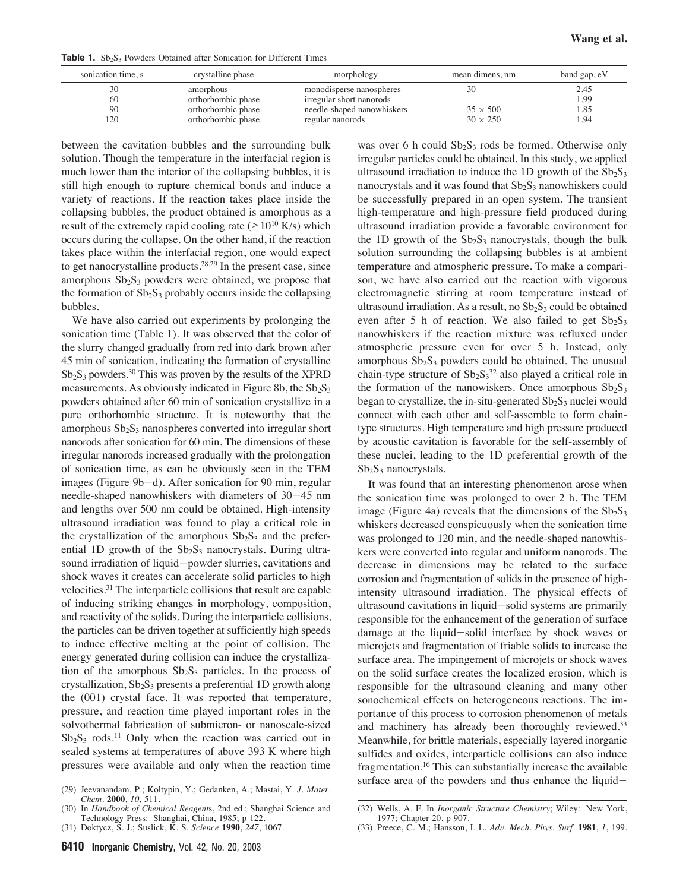**Table 1.** $Sb_2S_3$ Powders Obtained after Sonication for Different Times

| sonication time, s | crystalline phase | morphology | mean dimens, nm | band gap, eV |
|---|---|---|---|---|
| 30 | amorphous | monodisperse nanospheres | 30 | 2.45 |
| 60 | orthorhombic phase | irregular short nanorods | | 1.99 |
| 90 | orthorhombic phase | needle-shaped nanowhiskers | $35 \times 500$ | 1.85 |
| 120 | orthorhombic phase | regular nanorods | $30 \times 250$ | 1.94 |

between the cavitation bubbles and the surrounding bulk solution. Though the temperature in the interfacial region is much lower than the interior of the collapsing bubbles, it is still high enough to rupture chemical bonds and induce a variety of reactions. If the reaction takes place inside the collapsing bubbles, the product obtained is amorphous as a result of the extremely rapid cooling rate ($>10^{10}$ K/s) which occurs during the collapse. On the other hand, if the reaction takes place within the interfacial region, one would expect to get nanocrystalline products.[28,29] In the present case, since amorphous $Sb_2S_3$ powders were obtained, we propose that the formation of $Sb_2S_3$ probably occurs inside the collapsing bubbles.

We have also carried out experiments by prolonging the sonication time (Table 1). It was observed that the color of the slurry changed gradually from red into dark brown after 45 min of sonication, indicating the formation of crystalline $Sb_2S_3$ powders.[30] This was proven by the results of the XPRD measurements. As obviously indicated in Figure 8b, the $Sb_2S_3$ powders obtained after 60 min of sonication crystallize in a pure orthorhombic structure. It is noteworthy that the amorphous $Sb_2S_3$ nanospheres converted into irregular short nanorods after sonication for 60 min. The dimensions of these irregular nanorods increased gradually with the prolongation of sonication time, as can be obviously seen in the TEM images (Figure 9b−d). After sonication for 90 min, regular needle-shaped nanowhiskers with diameters of 30−45 nm and lengths over 500 nm could be obtained. High-intensity ultrasound irradiation was found to play a critical role in the crystallization of the amorphous $Sb_2S_3$ and the preferential 1D growth of the $Sb_2S_3$ nanocrystals. During ultrasound irradiation of liquid−powder slurries, cavitations and shock waves it creates can accelerate solid particles to high velocities.[31] The interparticle collisions that result are capable of inducing striking changes in morphology, composition, and reactivity of the solids. During the interparticle collisions, the particles can be driven together at sufficiently high speeds to induce effective melting at the point of collision. The energy generated during collision can induce the crystallization of the amorphous $Sb_2S_3$ particles. In the process of crystallization, $Sb_2S_3$ presents a preferential 1D growth along the (001) crystal face. It was reported that temperature, pressure, and reaction time played important roles in the solvothermal fabrication of submicron- or nanoscale-sized $Sb_2S_3$ rods.[11] Only when the reaction was carried out in sealed systems at temperatures of above 393 K where high pressures were available and only when the reaction time was over 6 h could $Sb_2S_3$ rods be formed. Otherwise only irregular particles could be obtained. In this study, we applied ultrasound irradiation to induce the 1D growth of the $Sb_2S_3$ nanocrystals and it was found that $Sb_2S_3$ nanowhiskers could be successfully prepared in an open system. The transient high-temperature and high-pressure field produced during ultrasound irradiation provide a favorable environment for the 1D growth of the $Sb_2S_3$ nanocrystals, though the bulk solution surrounding the collapsing bubbles is at ambient temperature and atmospheric pressure. To make a comparison, we have also carried out the reaction with vigorous electromagnetic stirring at room temperature instead of ultrasound irradiation. As a result, no $Sb_2S_3$ could be obtained even after 5 h of reaction. We also failed to get $Sb_2S_3$ nanowhiskers if the reaction mixture was refluxed under atmospheric pressure even for over 5 h. Instead, only amorphous $Sb_2S_3$ powders could be obtained. The unusual chain-type structure of $Sb_2S_3$[32] also played a critical role in the formation of the nanowiskers. Once amorphous $Sb_2S_3$ began to crystallize, the in-situ-generated $Sb_2S_3$ nuclei would connect with each other and self-assemble to form chain-type structures. High temperature and high pressure produced by acoustic cavitation is favorable for the self-assembly of these nuclei, leading to the 1D preferential growth of the $Sb_2S_3$ nanocrystals.

It was found that an interesting phenomenon arose when the sonication time was prolonged to over 2 h. The TEM image (Figure 4a) reveals that the dimensions of the $Sb_2S_3$ whiskers decreased conspicuously when the sonication time was prolonged to 120 min, and the needle-shaped nanowhiskers were converted into regular and uniform nanorods. The decrease in dimensions may be related to the surface corrosion and fragmentation of solids in the presence of high-intensity ultrasound irradiation. The physical effects of ultrasound cavitations in liquid−solid systems are primarily responsible for the enhancement of the generation of surface damage at the liquid−solid interface by shock waves or microjets and fragmentation of friable solids to increase the surface area. The impingement of microjets or shock waves on the solid surface creates the localized erosion, which is responsible for the ultrasound cleaning and many other sonochemical effects on heterogeneous reactions. The importance of this process to corrosion phenomenon of metals and machinery has already been thoroughly reviewed.[33] Meanwhile, for brittle materials, especially layered inorganic sulfides and oxides, interparticle collisions can also induce fragmentation.[16] This can substantially increase the available surface area of the powders and thus enhance the liquid−

(29) Jeevanandam, P.; Koltypin, Y.; Gedanken, A.; Mastai, Y. *J. Mater. Chem.* **2000**, *10*, 511.

(30) In *Handbook of Chemical Reagents*, 2nd ed.; Shanghai Science and Technology Press: Shanghai, China, 1985; p 122.

(31) Doktycz, S. J.; Suslick, K. S. *Science* **1990**, *247*, 1067.

(32) Wells, A. F. In *Inorganic Structure Chemistry*; Wiley: New York, 1977; Chapter 20, p 907.

(33) Preece, C. M.; Hansson, I. L. *Adv. Mech. Phys. Surf.* **1981**, *1*, 199.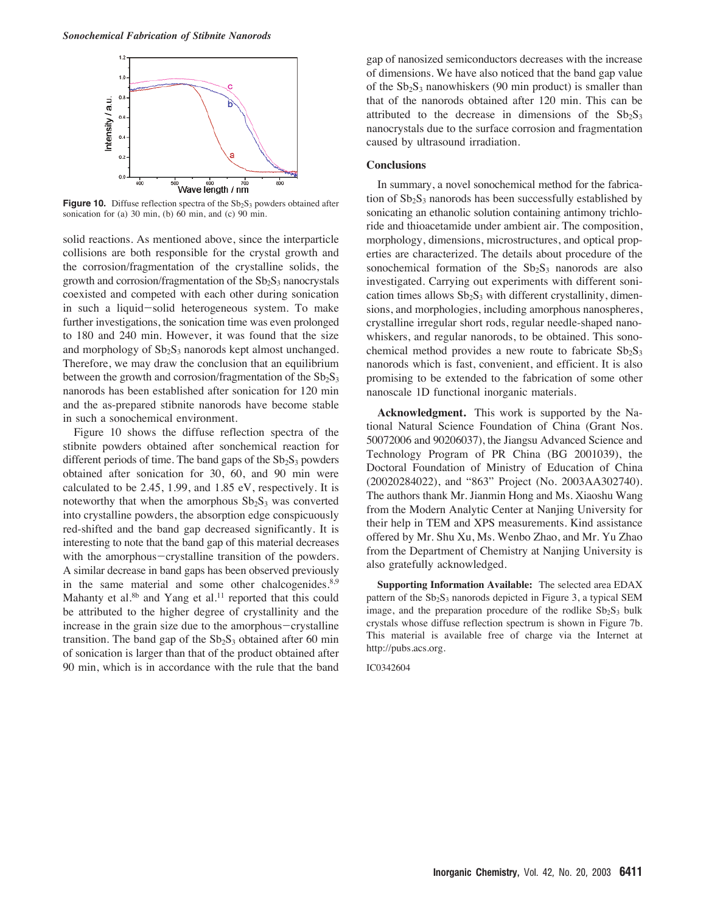Figure 10. Diffuse reflection spectra of the $Sb_2S_3$ powders obtained after sonication for (a) 30 min, (b) 60 min, and (c) 90 min.

solid reactions. As mentioned above, since the interparticle collisions are both responsible for the crystal growth and the corrosion/fragmentation of the crystalline solids, the growth and corrosion/fragmentation of the $Sb_2S_3$ nanocrystals coexisted and competed with each other during sonication in such a liquid−solid heterogeneous system. To make further investigations, the sonication time was even prolonged to 180 and 240 min. However, it was found that the size and morphology of $Sb_2S_3$ nanorods kept almost unchanged. Therefore, we may draw the conclusion that an equilibrium between the growth and corrosion/fragmentation of the $Sb_2S_3$ nanorods has been established after sonication for 120 min and the as-prepared stibnite nanorods have become stable in such a sonochemical environment.

Figure 10 shows the diffuse reflection spectra of the stibnite powders obtained after sonchemical reaction for different periods of time. The band gaps of the $Sb_2S_3$ powders obtained after sonication for 30, 60, and 90 min were calculated to be 2.45, 1.99, and 1.85 eV, respectively. It is noteworthy that when the amorphous $Sb_2S_3$ was converted into crystalline powders, the absorption edge conspicuously red-shifted and the band gap decreased significantly. It is interesting to note that the band gap of this material decreases with the amorphous−crystalline transition of the powders. A similar decrease in band gaps has been observed previously in the same material and some other chalcogenides.[8,9] Mahanty et al.[8b] and Yang et al.[11] reported that this could be attributed to the higher degree of crystallinity and the increase in the grain size due to the amorphous−crystalline transition. The band gap of the $Sb_2S_3$ obtained after 60 min of sonication is larger than that of the product obtained after 90 min, which is in accordance with the rule that the band gap of nanosized semiconductors decreases with the increase of dimensions. We have also noticed that the band gap value of the $Sb_2S_3$ nanowhiskers (90 min product) is smaller than that of the nanorods obtained after 120 min. This can be attributed to the decrease in dimensions of the $Sb_2S_3$ nanocrystals due to the surface corrosion and fragmentation caused by ultrasound irradiation.

## Conclusions

In summary, a novel sonochemical method for the fabrication of $Sb_2S_3$ nanorods has been successfully established by sonicating an ethanolic solution containing antimony trichloride and thioacetamide under ambient air. The composition, morphology, dimensions, microstructures, and optical properties are characterized. The details about procedure of the sonochemical formation of the $Sb_2S_3$ nanorods are also investigated. Carrying out experiments with different sonication times allows $Sb_2S_3$ with different crystallinity, dimensions, and morphologies, including amorphous nanospheres, crystalline irregular short rods, regular needle-shaped nanowhiskers, and regular nanorods, to be obtained. This sonochemical method provides a new route to fabricate $Sb_2S_3$ nanorods which is fast, convenient, and efficient. It is also promising to be extended to the fabrication of some other nanoscale 1D functional inorganic materials.

**Acknowledgment.** This work is supported by the National Natural Science Foundation of China (Grant Nos. 50072006 and 90206037), the Jiangsu Advanced Science and Technology Program of PR China (BG 2001039), the Doctoral Foundation of Ministry of Education of China (20020284022), and "863" Project (No. 2003AA302740). The authors thank Mr. Jianmin Hong and Ms. Xiaoshu Wang from the Modern Analytic Center at Nanjing University for their help in TEM and XPS measurements. Kind assistance offered by Mr. Shu Xu, Ms. Wenbo Zhao, and Mr. Yu Zhao from the Department of Chemistry at Nanjing University is also gratefully acknowledged.

**Supporting Information Available:** The selected area EDAX pattern of the $Sb_2S_3$ nanorods depicted in Figure 3, a typical SEM image, and the preparation procedure of the rodlike $Sb_2S_3$ bulk crystals whose diffuse reflection spectrum is shown in Figure 7b. This material is available free of charge via the Internet at http://pubs.acs.org.

IC0342604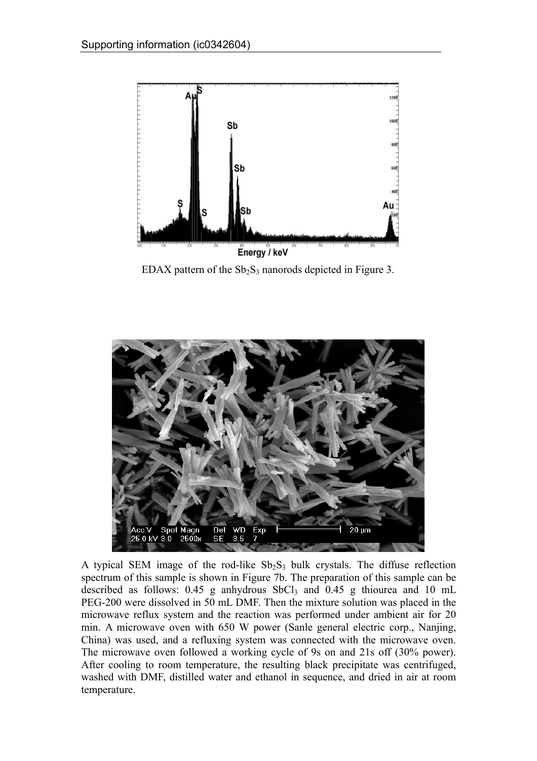Au
S
Sb
Sb
S
S
Sb
Au
Energy / keV

EDAX pattern of the $Sb_2S_3$ nanorods depicted in Figure 3.

Acc.V Spot Magn Det WD Exp 20 μm
25.0 kV 3.0 2500x SE 8.5 7

A typical SEM image of the rod-like $Sb_2S_3$ bulk crystals. The diffuse reflection spectrum of this sample is shown in Figure 7b. The preparation of this sample can be described as follows: 0.45 g anhydrous $SbCl_3$ and 0.45 g thiourea and 10 mL PEG-200 were dissolved in 50 mL DMF. Then the mixture solution was placed in the microwave reflux system and the reaction was performed under ambient air for 20 min. A microwave oven with 650 W power (Sanle general electric corp., Nanjing, China) was used, and a refluxing system was connected with the microwave oven. The microwave oven followed a working cycle of 9s on and 21s off (30% power). After cooling to room temperature, the resulting black precipitate was centrifuged, washed with DMF, distilled water and ethanol in sequence, and dried in air at room temperature.